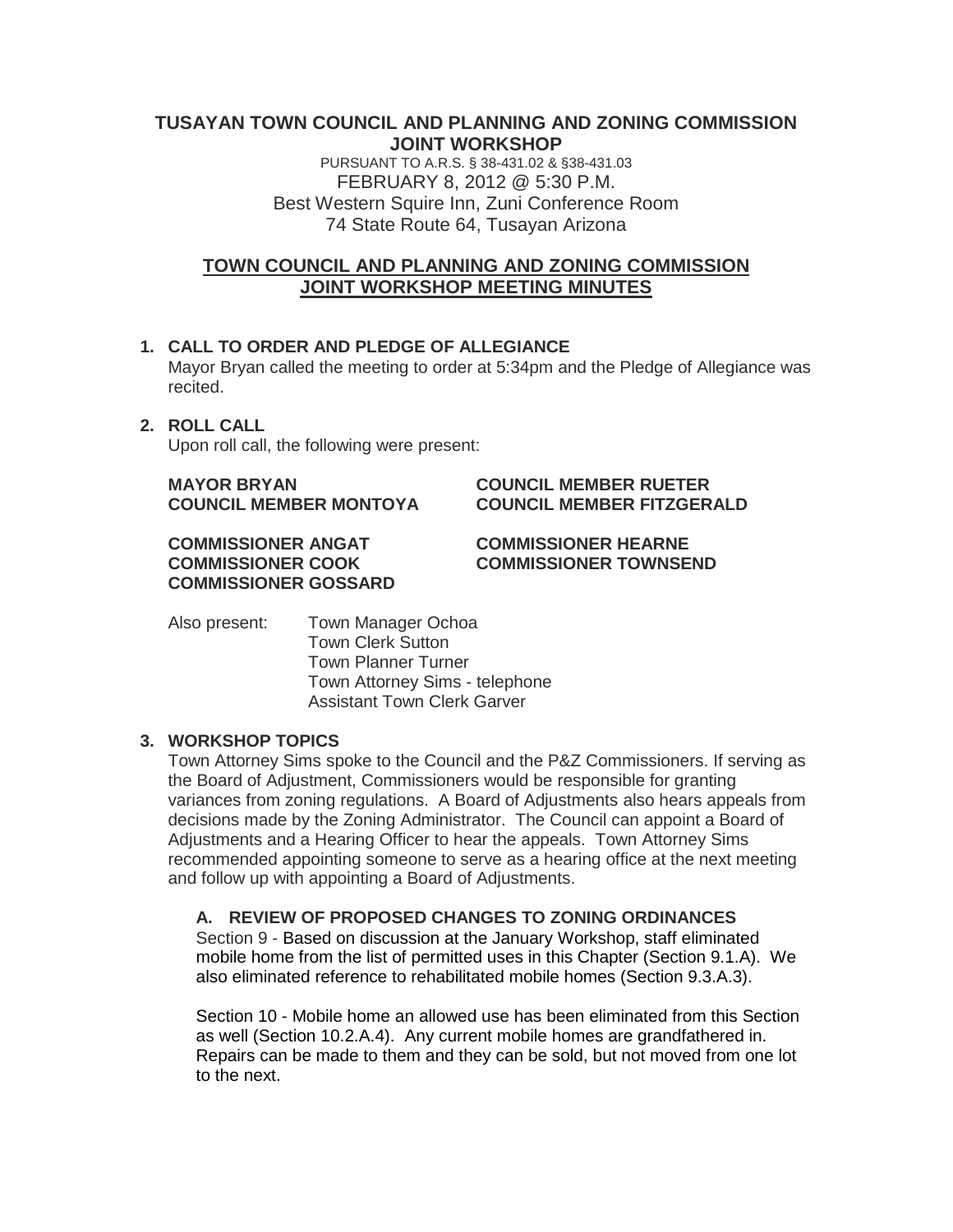# TUSAYAN TOWN COUNCIL AND PLANNING AND ZONING COMMISSION JOINT WORKSHOP

PURSUANT TO A.R.S. § 38-431.02 & §38-431.03
FEBRUARY 8, 2012 @ 5:30 P.M.
Best Western Squire Inn, Zuni Conference Room
74 State Route 64, Tusayan Arizona

## TOWN COUNCIL AND PLANNING AND ZONING COMMISSION JOINT WORKSHOP MEETING MINUTES

**1. CALL TO ORDER AND PLEDGE OF ALLEGIANCE**

Mayor Bryan called the meeting to order at 5:34pm and the Pledge of Allegiance was recited.

**2. ROLL CALL**

Upon roll call, the following were present:

**MAYOR BRYAN**
**COUNCIL MEMBER RUETER**
**COUNCIL MEMBER MONTOYA**
**COUNCIL MEMBER FITZGERALD**

**COMMISSIONER ANGAT**
**COMMISSIONER HEARNE**
**COMMISSIONER COOK**
**COMMISSIONER TOWNSEND**
**COMMISSIONER GOSSARD**

Also present:
Town Manager Ochoa
Town Clerk Sutton
Town Planner Turner
Town Attorney Sims - telephone
Assistant Town Clerk Garver

**3. WORKSHOP TOPICS**

Town Attorney Sims spoke to the Council and the P&Z Commissioners. If serving as the Board of Adjustment, Commissioners would be responsible for granting variances from zoning regulations. A Board of Adjustments also hears appeals from decisions made by the Zoning Administrator. The Council can appoint a Board of Adjustments and a Hearing Officer to hear the appeals. Town Attorney Sims recommended appointing someone to serve as a hearing office at the next meeting and follow up with appointing a Board of Adjustments.

**A. REVIEW OF PROPOSED CHANGES TO ZONING ORDINANCES**

Section 9 - Based on discussion at the January Workshop, staff eliminated mobile home from the list of permitted uses in this Chapter (Section 9.1.A). We also eliminated reference to rehabilitated mobile homes (Section 9.3.A.3).

Section 10 - Mobile home an allowed use has been eliminated from this Section as well (Section 10.2.A.4). Any current mobile homes are grandfathered in. Repairs can be made to them and they can be sold, but not moved from one lot to the next.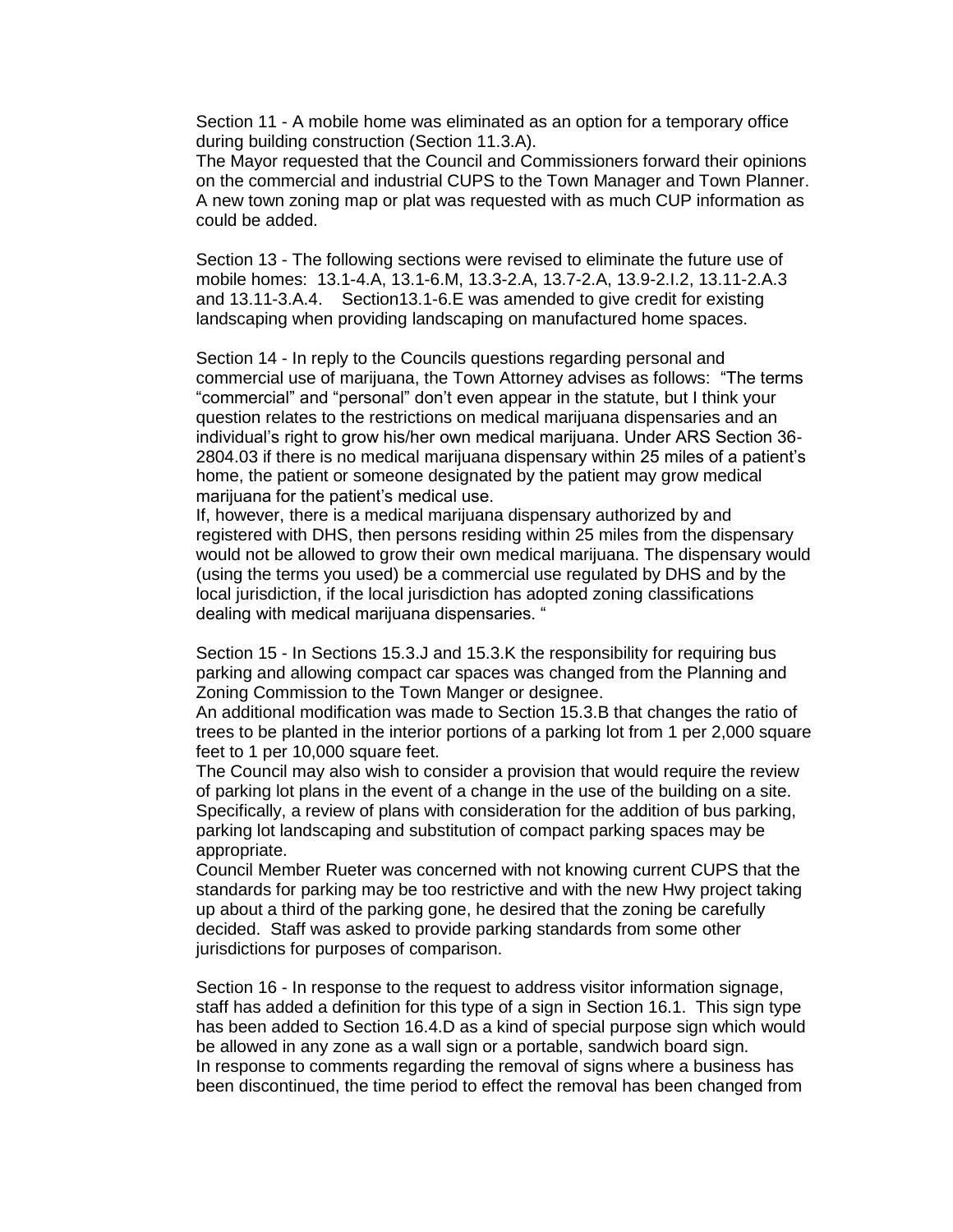Section 11 - A mobile home was eliminated as an option for a temporary office during building construction (Section 11.3.A).
The Mayor requested that the Council and Commissioners forward their opinions on the commercial and industrial CUPS to the Town Manager and Town Planner. A new town zoning map or plat was requested with as much CUP information as could be added.

Section 13 - The following sections were revised to eliminate the future use of mobile homes: 13.1-4.A, 13.1-6.M, 13.3-2.A, 13.7-2.A, 13.9-2.I.2, 13.11-2.A.3 and 13.11-3.A.4. Section13.1-6.E was amended to give credit for existing landscaping when providing landscaping on manufactured home spaces.

Section 14 - In reply to the Councils questions regarding personal and commercial use of marijuana, the Town Attorney advises as follows: "The terms "commercial" and "personal" don't even appear in the statute, but I think your question relates to the restrictions on medical marijuana dispensaries and an individual's right to grow his/her own medical marijuana. Under ARS Section 36-2804.03 if there is no medical marijuana dispensary within 25 miles of a patient's home, the patient or someone designated by the patient may grow medical marijuana for the patient's medical use.
If, however, there is a medical marijuana dispensary authorized by and registered with DHS, then persons residing within 25 miles from the dispensary would not be allowed to grow their own medical marijuana. The dispensary would (using the terms you used) be a commercial use regulated by DHS and by the local jurisdiction, if the local jurisdiction has adopted zoning classifications dealing with medical marijuana dispensaries. "

Section 15 - In Sections 15.3.J and 15.3.K the responsibility for requiring bus parking and allowing compact car spaces was changed from the Planning and Zoning Commission to the Town Manger or designee.
An additional modification was made to Section 15.3.B that changes the ratio of trees to be planted in the interior portions of a parking lot from 1 per 2,000 square feet to 1 per 10,000 square feet.
The Council may also wish to consider a provision that would require the review of parking lot plans in the event of a change in the use of the building on a site. Specifically, a review of plans with consideration for the addition of bus parking, parking lot landscaping and substitution of compact parking spaces may be appropriate.
Council Member Rueter was concerned with not knowing current CUPS that the standards for parking may be too restrictive and with the new Hwy project taking up about a third of the parking gone, he desired that the zoning be carefully decided. Staff was asked to provide parking standards from some other jurisdictions for purposes of comparison.

Section 16 - In response to the request to address visitor information signage, staff has added a definition for this type of a sign in Section 16.1. This sign type has been added to Section 16.4.D as a kind of special purpose sign which would be allowed in any zone as a wall sign or a portable, sandwich board sign.
In response to comments regarding the removal of signs where a business has been discontinued, the time period to effect the removal has been changed from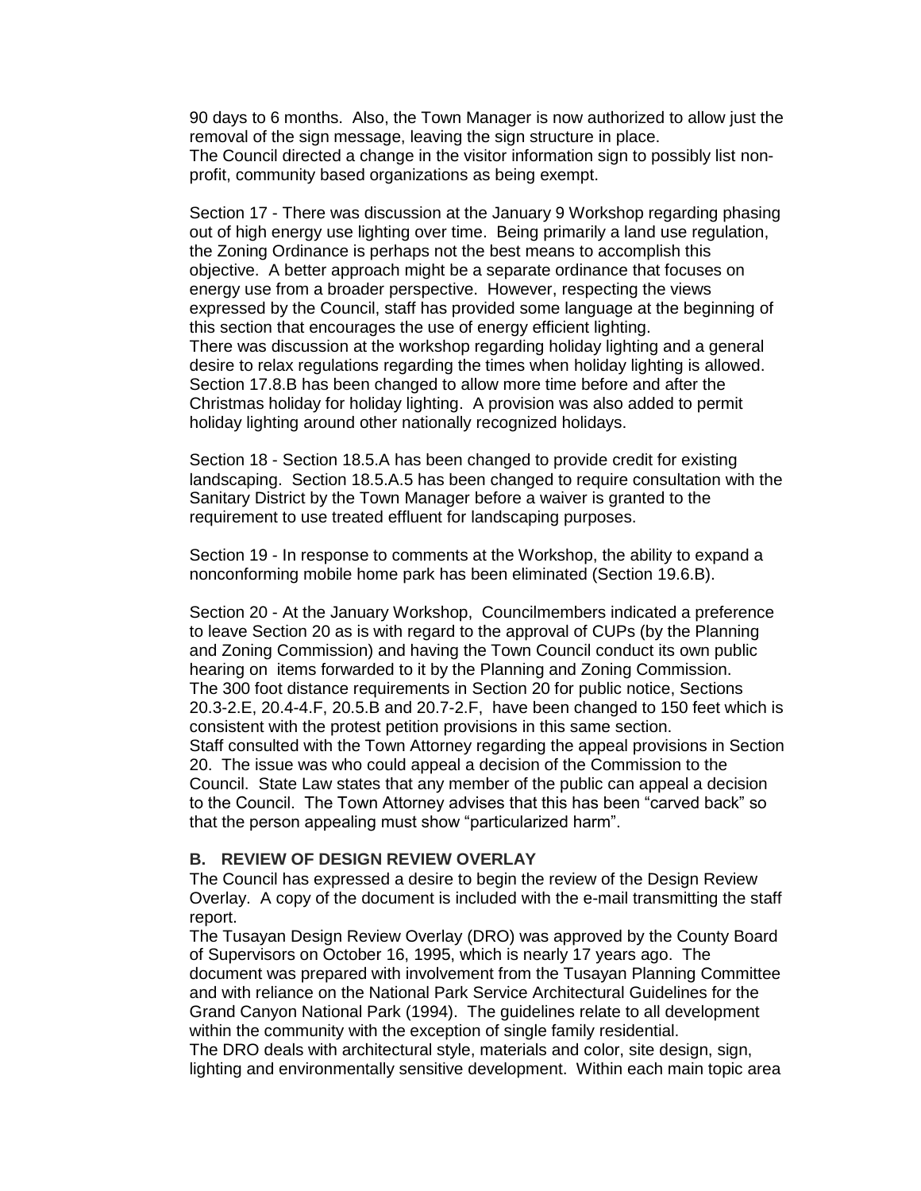90 days to 6 months. Also, the Town Manager is now authorized to allow just the removal of the sign message, leaving the sign structure in place.
The Council directed a change in the visitor information sign to possibly list non-profit, community based organizations as being exempt.

Section 17 - There was discussion at the January 9 Workshop regarding phasing out of high energy use lighting over time. Being primarily a land use regulation, the Zoning Ordinance is perhaps not the best means to accomplish this objective. A better approach might be a separate ordinance that focuses on energy use from a broader perspective. However, respecting the views expressed by the Council, staff has provided some language at the beginning of this section that encourages the use of energy efficient lighting.
There was discussion at the workshop regarding holiday lighting and a general desire to relax regulations regarding the times when holiday lighting is allowed. Section 17.8.B has been changed to allow more time before and after the Christmas holiday for holiday lighting. A provision was also added to permit holiday lighting around other nationally recognized holidays.

Section 18 - Section 18.5.A has been changed to provide credit for existing landscaping. Section 18.5.A.5 has been changed to require consultation with the Sanitary District by the Town Manager before a waiver is granted to the requirement to use treated effluent for landscaping purposes.

Section 19 - In response to comments at the Workshop, the ability to expand a nonconforming mobile home park has been eliminated (Section 19.6.B).

Section 20 - At the January Workshop, Councilmembers indicated a preference to leave Section 20 as is with regard to the approval of CUPs (by the Planning and Zoning Commission) and having the Town Council conduct its own public hearing on items forwarded to it by the Planning and Zoning Commission.
The 300 foot distance requirements in Section 20 for public notice, Sections 20.3-2.E, 20.4-4.F, 20.5.B and 20.7-2.F, have been changed to 150 feet which is consistent with the protest petition provisions in this same section.
Staff consulted with the Town Attorney regarding the appeal provisions in Section 20. The issue was who could appeal a decision of the Commission to the Council. State Law states that any member of the public can appeal a decision to the Council. The Town Attorney advises that this has been "carved back" so that the person appealing must show "particularized harm".

**B. REVIEW OF DESIGN REVIEW OVERLAY**

The Council has expressed a desire to begin the review of the Design Review Overlay. A copy of the document is included with the e-mail transmitting the staff report.
The Tusayan Design Review Overlay (DRO) was approved by the County Board of Supervisors on October 16, 1995, which is nearly 17 years ago. The document was prepared with involvement from the Tusayan Planning Committee and with reliance on the National Park Service Architectural Guidelines for the Grand Canyon National Park (1994). The guidelines relate to all development within the community with the exception of single family residential.
The DRO deals with architectural style, materials and color, site design, sign, lighting and environmentally sensitive development. Within each main topic area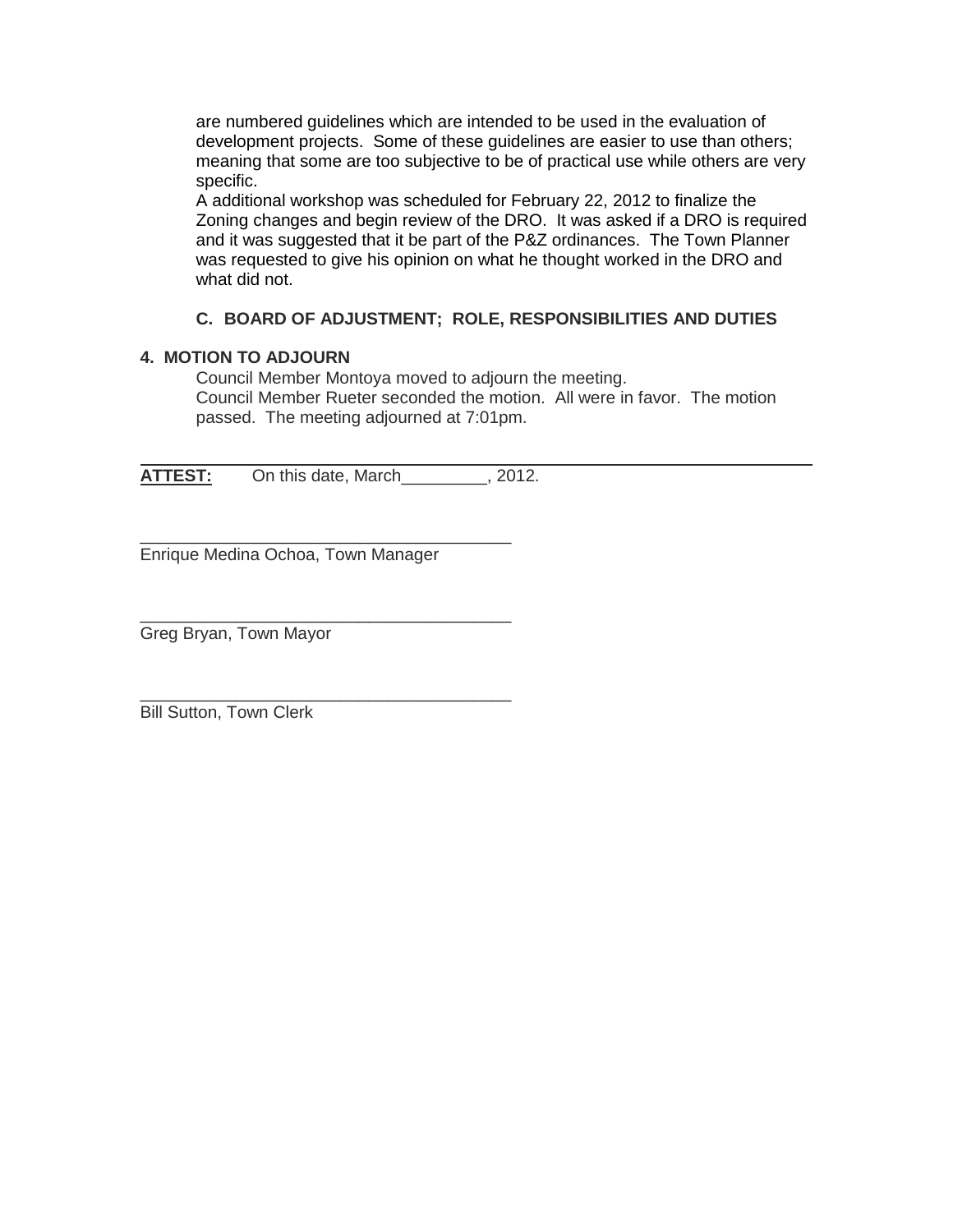are numbered guidelines which are intended to be used in the evaluation of development projects. Some of these guidelines are easier to use than others; meaning that some are too subjective to be of practical use while others are very specific.

A additional workshop was scheduled for February 22, 2012 to finalize the Zoning changes and begin review of the DRO. It was asked if a DRO is required and it was suggested that it be part of the P&Z ordinances. The Town Planner was requested to give his opinion on what he thought worked in the DRO and what did not.

**C. BOARD OF ADJUSTMENT; ROLE, RESPONSIBILITIES AND DUTIES**

**4. MOTION TO ADJOURN**

Council Member Montoya moved to adjourn the meeting.
Council Member Rueter seconded the motion. All were in favor. The motion passed. The meeting adjourned at 7:01pm.

---

**ATTEST:** On this date, March_________, 2012.

_______________________________________
Enrique Medina Ochoa, Town Manager

_______________________________________
Greg Bryan, Town Mayor

_______________________________________
Bill Sutton, Town Clerk